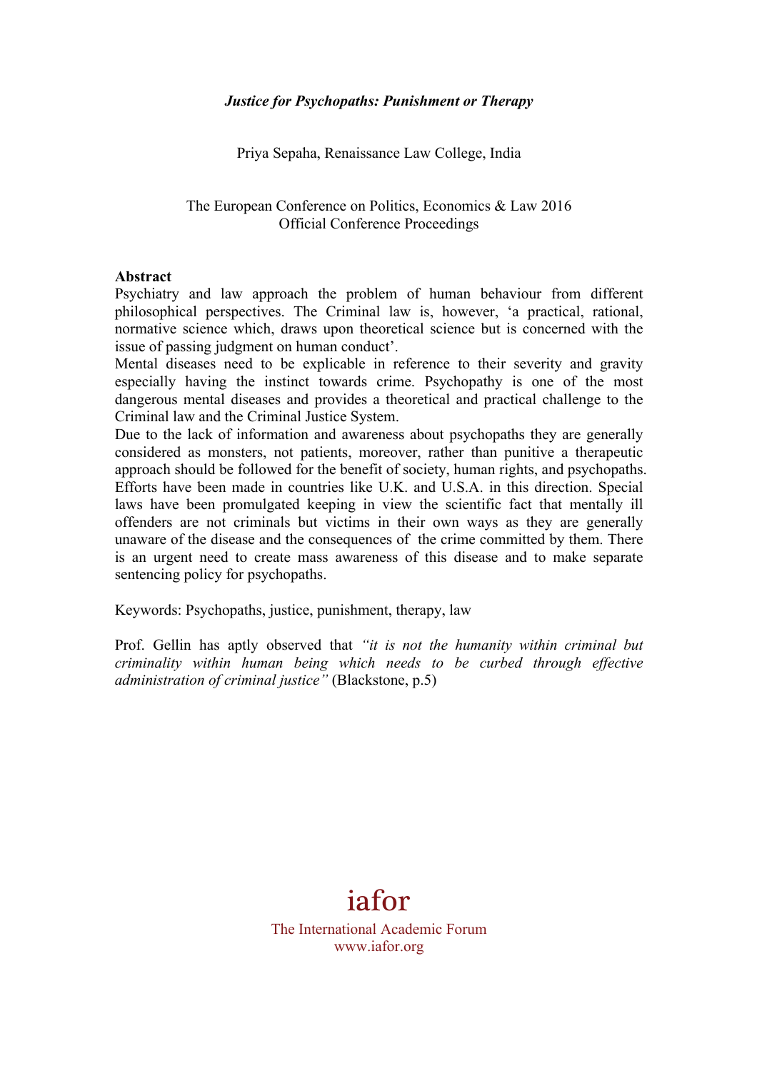# *Justice for Psychopaths: Punishment or Therapy*

Priya Sepaha, Renaissance Law College, India

The European Conference on Politics, Economics & Law 2016
Official Conference Proceedings

## Abstract

Psychiatry and law approach the problem of human behaviour from different philosophical perspectives. The Criminal law is, however, 'a practical, rational, normative science which, draws upon theoretical science but is concerned with the issue of passing judgment on human conduct'.

Mental diseases need to be explicable in reference to their severity and gravity especially having the instinct towards crime. Psychopathy is one of the most dangerous mental diseases and provides a theoretical and practical challenge to the Criminal law and the Criminal Justice System.

Due to the lack of information and awareness about psychopaths they are generally considered as monsters, not patients, moreover, rather than punitive a therapeutic approach should be followed for the benefit of society, human rights, and psychopaths. Efforts have been made in countries like U.K. and U.S.A. in this direction. Special laws have been promulgated keeping in view the scientific fact that mentally ill offenders are not criminals but victims in their own ways as they are generally unaware of the disease and the consequences of the crime committed by them. There is an urgent need to create mass awareness of this disease and to make separate sentencing policy for psychopaths.

Keywords: Psychopaths, justice, punishment, therapy, law

Prof. Gellin has aptly observed that *"it is not the humanity within criminal but criminality within human being which needs to be curbed through effective administration of criminal justice"* (Blackstone, p.5)

iafor

The International Academic Forum
www.iafor.org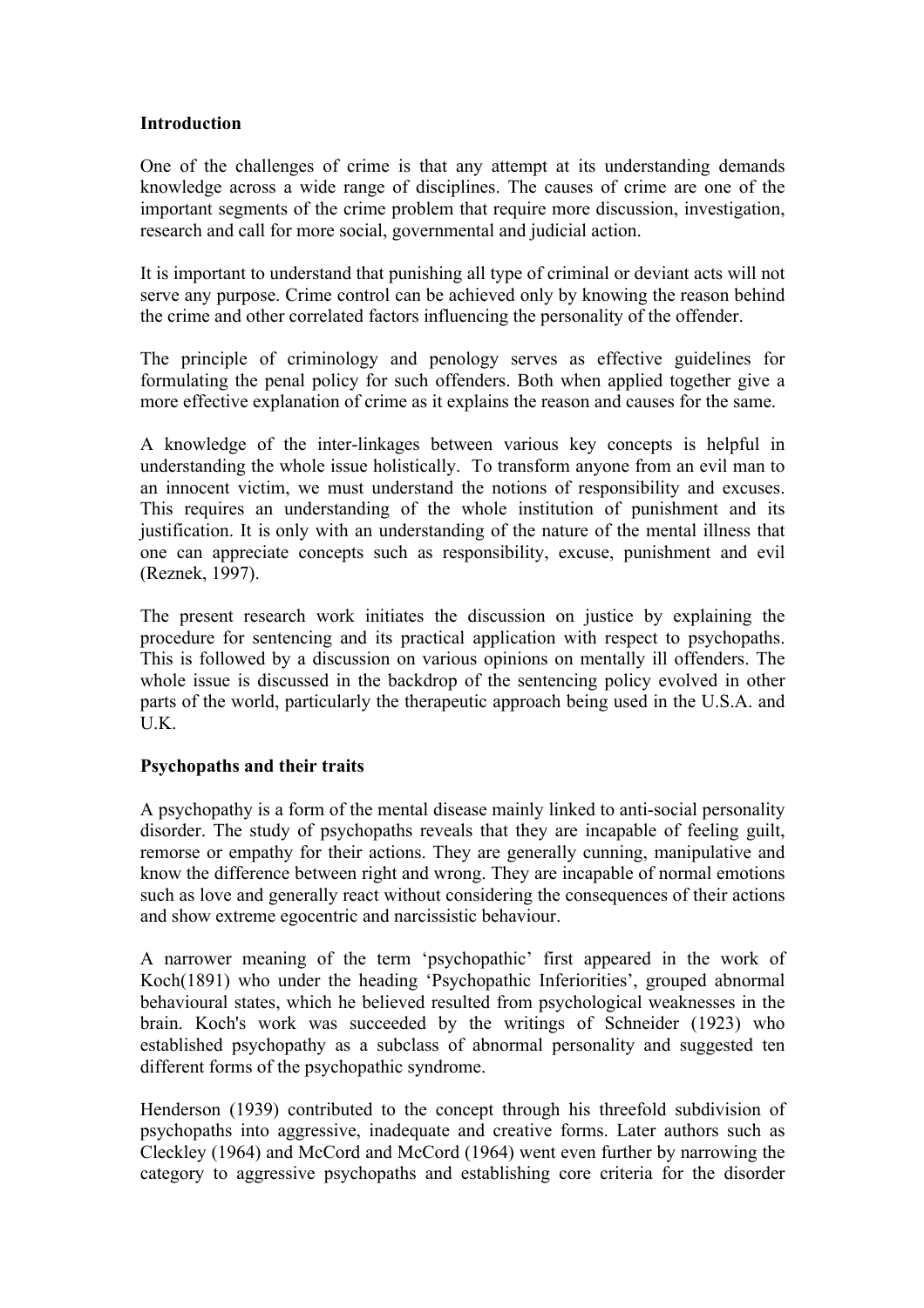## Introduction

One of the challenges of crime is that any attempt at its understanding demands knowledge across a wide range of disciplines. The causes of crime are one of the important segments of the crime problem that require more discussion, investigation, research and call for more social, governmental and judicial action.

It is important to understand that punishing all type of criminal or deviant acts will not serve any purpose. Crime control can be achieved only by knowing the reason behind the crime and other correlated factors influencing the personality of the offender.

The principle of criminology and penology serves as effective guidelines for formulating the penal policy for such offenders. Both when applied together give a more effective explanation of crime as it explains the reason and causes for the same.

A knowledge of the inter-linkages between various key concepts is helpful in understanding the whole issue holistically. To transform anyone from an evil man to an innocent victim, we must understand the notions of responsibility and excuses. This requires an understanding of the whole institution of punishment and its justification. It is only with an understanding of the nature of the mental illness that one can appreciate concepts such as responsibility, excuse, punishment and evil (Reznek, 1997).

The present research work initiates the discussion on justice by explaining the procedure for sentencing and its practical application with respect to psychopaths. This is followed by a discussion on various opinions on mentally ill offenders. The whole issue is discussed in the backdrop of the sentencing policy evolved in other parts of the world, particularly the therapeutic approach being used in the U.S.A. and U.K.

## Psychopaths and their traits

A psychopathy is a form of the mental disease mainly linked to anti-social personality disorder. The study of psychopaths reveals that they are incapable of feeling guilt, remorse or empathy for their actions. They are generally cunning, manipulative and know the difference between right and wrong. They are incapable of normal emotions such as love and generally react without considering the consequences of their actions and show extreme egocentric and narcissistic behaviour.

A narrower meaning of the term 'psychopathic' first appeared in the work of Koch(1891) who under the heading 'Psychopathic Inferiorities', grouped abnormal behavioural states, which he believed resulted from psychological weaknesses in the brain. Koch's work was succeeded by the writings of Schneider (1923) who established psychopathy as a subclass of abnormal personality and suggested ten different forms of the psychopathic syndrome.

Henderson (1939) contributed to the concept through his threefold subdivision of psychopaths into aggressive, inadequate and creative forms. Later authors such as Cleckley (1964) and McCord and McCord (1964) went even further by narrowing the category to aggressive psychopaths and establishing core criteria for the disorder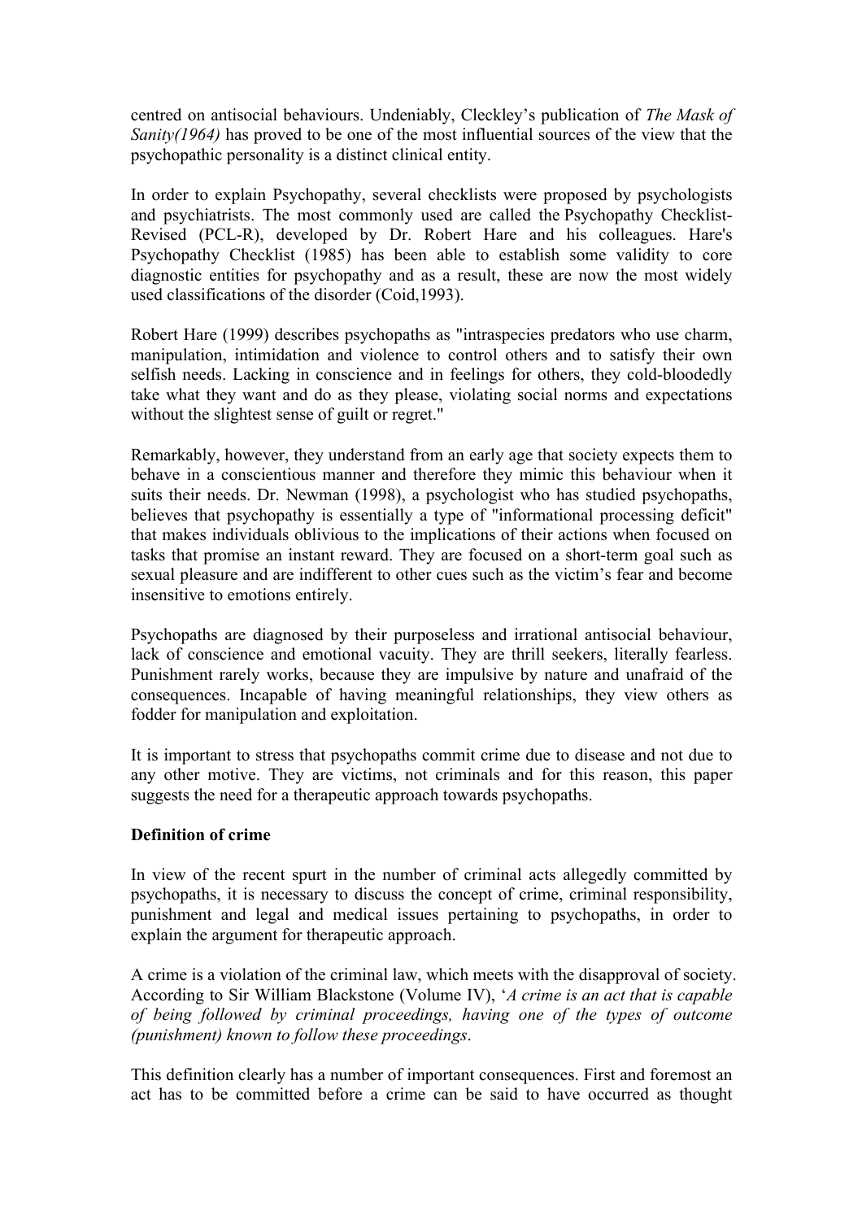centred on antisocial behaviours. Undeniably, Cleckley's publication of *The Mask of Sanity(1964)* has proved to be one of the most influential sources of the view that the psychopathic personality is a distinct clinical entity.

In order to explain Psychopathy, several checklists were proposed by psychologists and psychiatrists. The most commonly used are called the Psychopathy Checklist-Revised (PCL-R), developed by Dr. Robert Hare and his colleagues. Hare's Psychopathy Checklist (1985) has been able to establish some validity to core diagnostic entities for psychopathy and as a result, these are now the most widely used classifications of the disorder (Coid,1993).

Robert Hare (1999) describes psychopaths as "intraspecies predators who use charm, manipulation, intimidation and violence to control others and to satisfy their own selfish needs. Lacking in conscience and in feelings for others, they cold-bloodedly take what they want and do as they please, violating social norms and expectations without the slightest sense of guilt or regret."

Remarkably, however, they understand from an early age that society expects them to behave in a conscientious manner and therefore they mimic this behaviour when it suits their needs. Dr. Newman (1998), a psychologist who has studied psychopaths, believes that psychopathy is essentially a type of "informational processing deficit" that makes individuals oblivious to the implications of their actions when focused on tasks that promise an instant reward. They are focused on a short-term goal such as sexual pleasure and are indifferent to other cues such as the victim's fear and become insensitive to emotions entirely.

Psychopaths are diagnosed by their purposeless and irrational antisocial behaviour, lack of conscience and emotional vacuity. They are thrill seekers, literally fearless. Punishment rarely works, because they are impulsive by nature and unafraid of the consequences. Incapable of having meaningful relationships, they view others as fodder for manipulation and exploitation.

It is important to stress that psychopaths commit crime due to disease and not due to any other motive. They are victims, not criminals and for this reason, this paper suggests the need for a therapeutic approach towards psychopaths.

**Definition of crime**

In view of the recent spurt in the number of criminal acts allegedly committed by psychopaths, it is necessary to discuss the concept of crime, criminal responsibility, punishment and legal and medical issues pertaining to psychopaths, in order to explain the argument for therapeutic approach.

A crime is a violation of the criminal law, which meets with the disapproval of society. According to Sir William Blackstone (Volume IV), '*A crime is an act that is capable of being followed by criminal proceedings, having one of the types of outcome (punishment) known to follow these proceedings*.

This definition clearly has a number of important consequences. First and foremost an act has to be committed before a crime can be said to have occurred as thought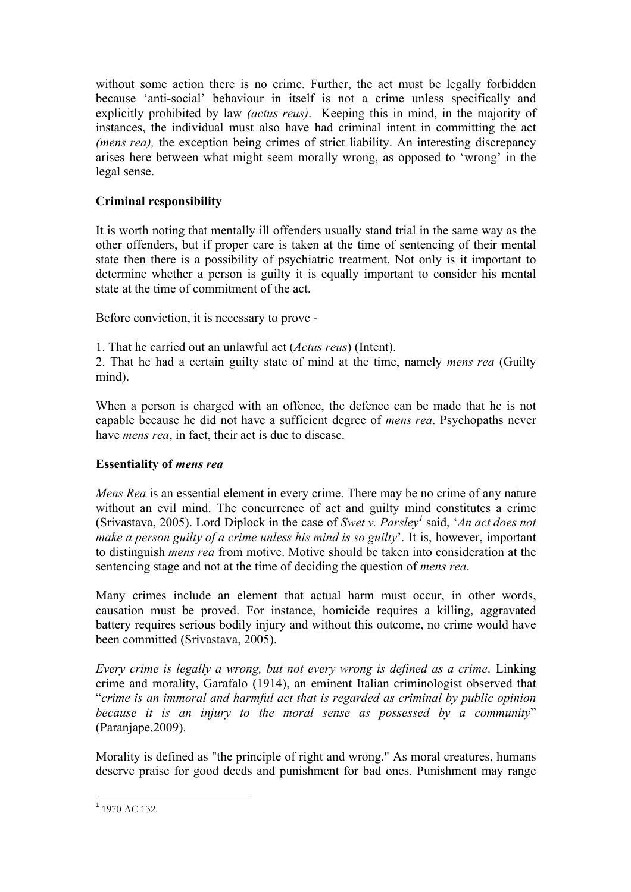without some action there is no crime. Further, the act must be legally forbidden because 'anti-social' behaviour in itself is not a crime unless specifically and explicitly prohibited by law *(actus reus)*. Keeping this in mind, in the majority of instances, the individual must also have had criminal intent in committing the act *(mens rea),* the exception being crimes of strict liability. An interesting discrepancy arises here between what might seem morally wrong, as opposed to 'wrong' in the legal sense.

**Criminal responsibility**

It is worth noting that mentally ill offenders usually stand trial in the same way as the other offenders, but if proper care is taken at the time of sentencing of their mental state then there is a possibility of psychiatric treatment. Not only is it important to determine whether a person is guilty it is equally important to consider his mental state at the time of commitment of the act.

Before conviction, it is necessary to prove -

1. That he carried out an unlawful act (*Actus reus*) (Intent).
2. That he had a certain guilty state of mind at the time, namely *mens rea* (Guilty mind).

When a person is charged with an offence, the defence can be made that he is not capable because he did not have a sufficient degree of *mens rea*. Psychopaths never have *mens rea*, in fact, their act is due to disease.

**Essentiality of *mens rea***

*Mens Rea* is an essential element in every crime. There may be no crime of any nature without an evil mind. The concurrence of act and guilty mind constitutes a crime (Srivastava, 2005). Lord Diplock in the case of *Swet v. Parsley*[1] said, '*An act does not make a person guilty of a crime unless his mind is so guilty*'. It is, however, important to distinguish *mens rea* from motive. Motive should be taken into consideration at the sentencing stage and not at the time of deciding the question of *mens rea*.

Many crimes include an element that actual harm must occur, in other words, causation must be proved. For instance, homicide requires a killing, aggravated battery requires serious bodily injury and without this outcome, no crime would have been committed (Srivastava, 2005).

*Every crime is legally a wrong, but not every wrong is defined as a crime*. Linking crime and morality, Garafalo (1914), an eminent Italian criminologist observed that "*crime is an immoral and harmful act that is regarded as criminal by public opinion because it is an injury to the moral sense as possessed by a community*" (Paranjape,2009).

Morality is defined as "the principle of right and wrong." As moral creatures, humans deserve praise for good deeds and punishment for bad ones. Punishment may range

---

[1] 1970 AC 132.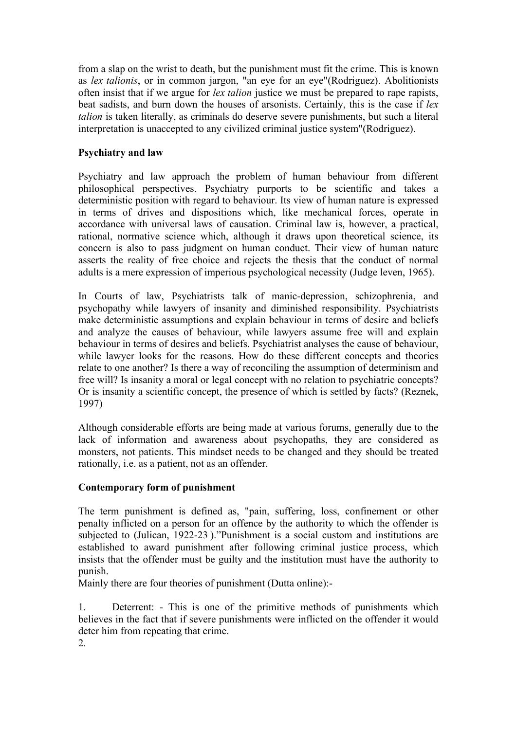from a slap on the wrist to death, but the punishment must fit the crime. This is known as *lex talionis*, or in common jargon, "an eye for an eye"(Rodriguez). Abolitionists often insist that if we argue for *lex talion* justice we must be prepared to rape rapists, beat sadists, and burn down the houses of arsonists. Certainly, this is the case if *lex talion* is taken literally, as criminals do deserve severe punishments, but such a literal interpretation is unaccepted to any civilized criminal justice system"(Rodriguez).

**Psychiatry and law**

Psychiatry and law approach the problem of human behaviour from different philosophical perspectives. Psychiatry purports to be scientific and takes a deterministic position with regard to behaviour. Its view of human nature is expressed in terms of drives and dispositions which, like mechanical forces, operate in accordance with universal laws of causation. Criminal law is, however, a practical, rational, normative science which, although it draws upon theoretical science, its concern is also to pass judgment on human conduct. Their view of human nature asserts the reality of free choice and rejects the thesis that the conduct of normal adults is a mere expression of imperious psychological necessity (Judge leven, 1965).

In Courts of law, Psychiatrists talk of manic-depression, schizophrenia, and psychopathy while lawyers of insanity and diminished responsibility. Psychiatrists make deterministic assumptions and explain behaviour in terms of desire and beliefs and analyze the causes of behaviour, while lawyers assume free will and explain behaviour in terms of desires and beliefs. Psychiatrist analyses the cause of behaviour, while lawyer looks for the reasons. How do these different concepts and theories relate to one another? Is there a way of reconciling the assumption of determinism and free will? Is insanity a moral or legal concept with no relation to psychiatric concepts? Or is insanity a scientific concept, the presence of which is settled by facts? (Reznek, 1997)

Although considerable efforts are being made at various forums, generally due to the lack of information and awareness about psychopaths, they are considered as monsters, not patients. This mindset needs to be changed and they should be treated rationally, i.e. as a patient, not as an offender.

**Contemporary form of punishment**

The term punishment is defined as, "pain, suffering, loss, confinement or other penalty inflicted on a person for an offence by the authority to which the offender is subjected to (Julican, 1922-23 )."Punishment is a social custom and institutions are established to award punishment after following criminal justice process, which insists that the offender must be guilty and the institution must have the authority to punish.

Mainly there are four theories of punishment (Dutta online):-

1. Deterrent: - This is one of the primitive methods of punishments which believes in the fact that if severe punishments were inflicted on the offender it would deter him from repeating that crime.
2.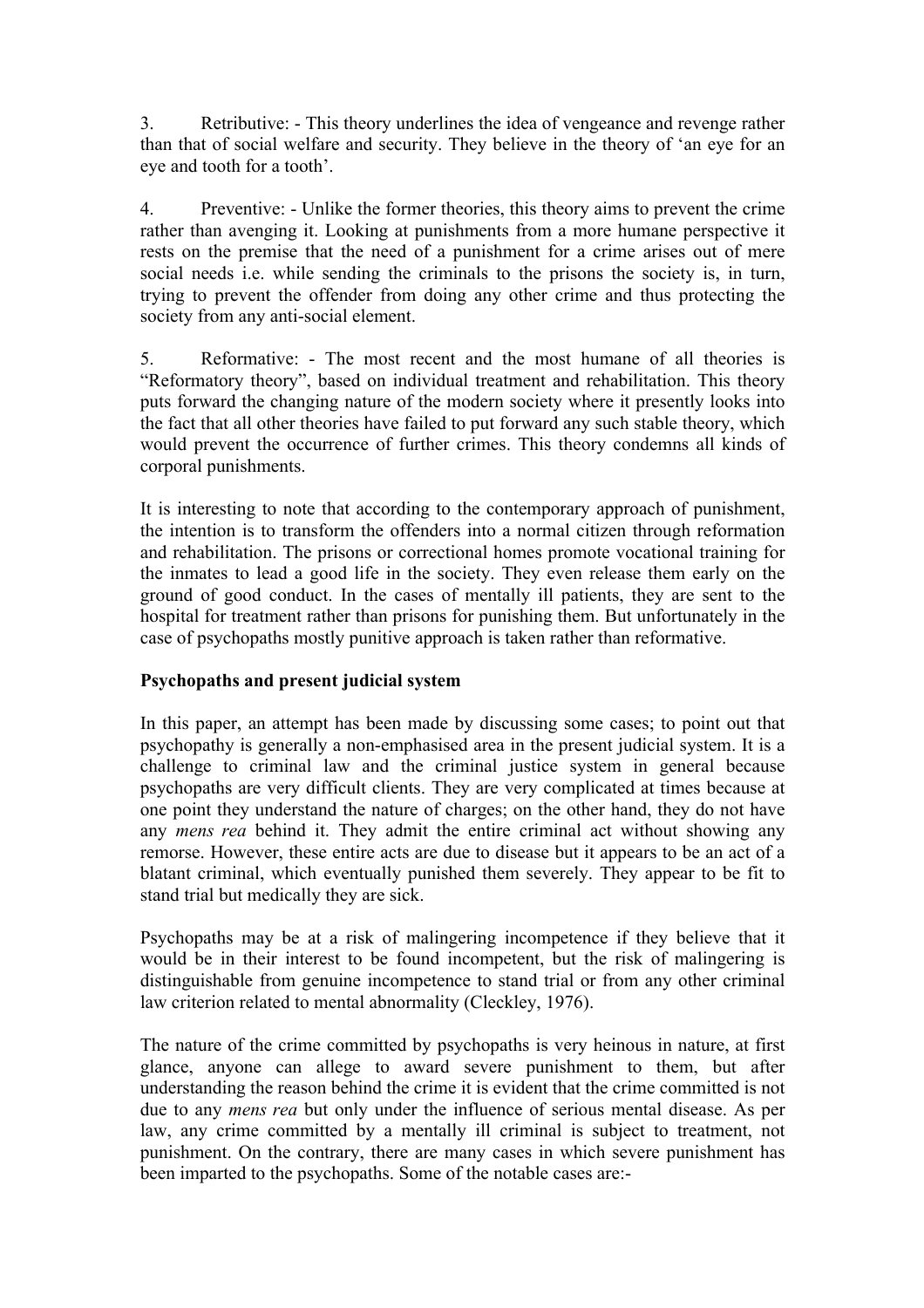3. Retributive: - This theory underlines the idea of vengeance and revenge rather than that of social welfare and security. They believe in the theory of 'an eye for an eye and tooth for a tooth'.

4. Preventive: - Unlike the former theories, this theory aims to prevent the crime rather than avenging it. Looking at punishments from a more humane perspective it rests on the premise that the need of a punishment for a crime arises out of mere social needs i.e. while sending the criminals to the prisons the society is, in turn, trying to prevent the offender from doing any other crime and thus protecting the society from any anti-social element.

5. Reformative: - The most recent and the most humane of all theories is "Reformatory theory", based on individual treatment and rehabilitation. This theory puts forward the changing nature of the modern society where it presently looks into the fact that all other theories have failed to put forward any such stable theory, which would prevent the occurrence of further crimes. This theory condemns all kinds of corporal punishments.

It is interesting to note that according to the contemporary approach of punishment, the intention is to transform the offenders into a normal citizen through reformation and rehabilitation. The prisons or correctional homes promote vocational training for the inmates to lead a good life in the society. They even release them early on the ground of good conduct. In the cases of mentally ill patients, they are sent to the hospital for treatment rather than prisons for punishing them. But unfortunately in the case of psychopaths mostly punitive approach is taken rather than reformative.

**Psychopaths and present judicial system**

In this paper, an attempt has been made by discussing some cases; to point out that psychopathy is generally a non-emphasised area in the present judicial system. It is a challenge to criminal law and the criminal justice system in general because psychopaths are very difficult clients. They are very complicated at times because at one point they understand the nature of charges; on the other hand, they do not have any *mens rea* behind it. They admit the entire criminal act without showing any remorse. However, these entire acts are due to disease but it appears to be an act of a blatant criminal, which eventually punished them severely. They appear to be fit to stand trial but medically they are sick.

Psychopaths may be at a risk of malingering incompetence if they believe that it would be in their interest to be found incompetent, but the risk of malingering is distinguishable from genuine incompetence to stand trial or from any other criminal law criterion related to mental abnormality (Cleckley, 1976).

The nature of the crime committed by psychopaths is very heinous in nature, at first glance, anyone can allege to award severe punishment to them, but after understanding the reason behind the crime it is evident that the crime committed is not due to any *mens rea* but only under the influence of serious mental disease. As per law, any crime committed by a mentally ill criminal is subject to treatment, not punishment. On the contrary, there are many cases in which severe punishment has been imparted to the psychopaths. Some of the notable cases are:-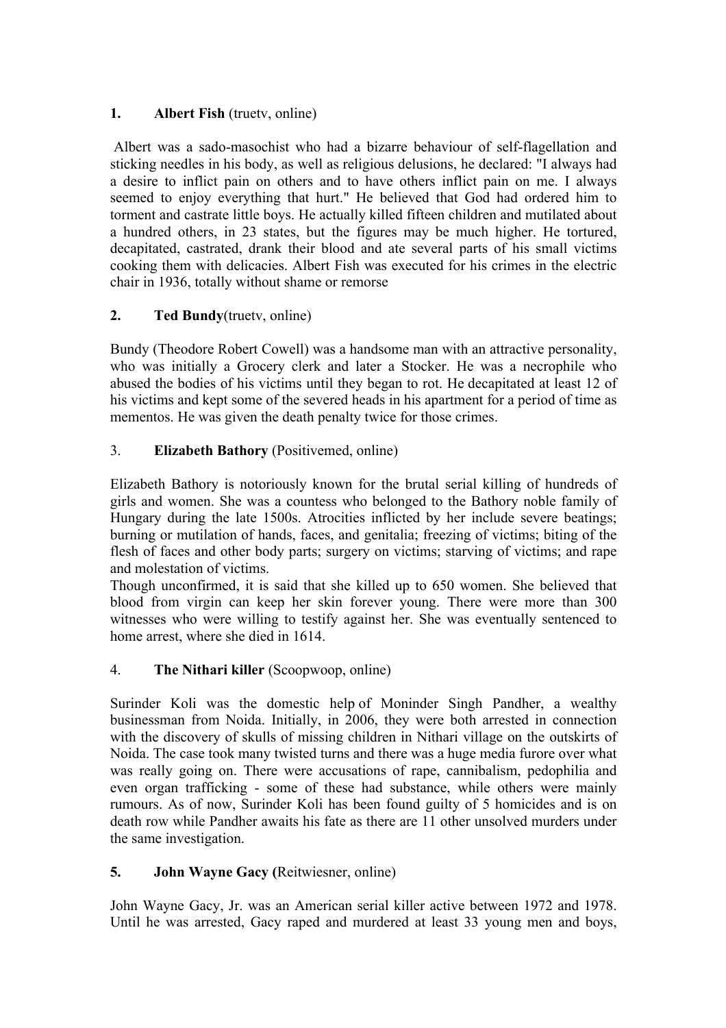**1. Albert Fish** (truetv, online)

Albert was a sado-masochist who had a bizarre behaviour of self-flagellation and sticking needles in his body, as well as religious delusions, he declared: "I always had a desire to inflict pain on others and to have others inflict pain on me. I always seemed to enjoy everything that hurt." He believed that God had ordered him to torment and castrate little boys. He actually killed fifteen children and mutilated about a hundred others, in 23 states, but the figures may be much higher. He tortured, decapitated, castrated, drank their blood and ate several parts of his small victims cooking them with delicacies. Albert Fish was executed for his crimes in the electric chair in 1936, totally without shame or remorse

**2. Ted Bundy**(truetv, online)

Bundy (Theodore Robert Cowell) was a handsome man with an attractive personality, who was initially a Grocery clerk and later a Stocker. He was a necrophile who abused the bodies of his victims until they began to rot. He decapitated at least 12 of his victims and kept some of the severed heads in his apartment for a period of time as mementos. He was given the death penalty twice for those crimes.

3. **Elizabeth Bathory** (Positivemed, online)

Elizabeth Bathory is notoriously known for the brutal serial killing of hundreds of girls and women. She was a countess who belonged to the Bathory noble family of Hungary during the late 1500s. Atrocities inflicted by her include severe beatings; burning or mutilation of hands, faces, and genitalia; freezing of victims; biting of the flesh of faces and other body parts; surgery on victims; starving of victims; and rape and molestation of victims.
Though unconfirmed, it is said that she killed up to 650 women. She believed that blood from virgin can keep her skin forever young. There were more than 300 witnesses who were willing to testify against her. She was eventually sentenced to home arrest, where she died in 1614.

4. **The Nithari killer** (Scoopwoop, online)

Surinder Koli was the domestic help of Moninder Singh Pandher, a wealthy businessman from Noida. Initially, in 2006, they were both arrested in connection with the discovery of skulls of missing children in Nithari village on the outskirts of Noida. The case took many twisted turns and there was a huge media furore over what was really going on. There were accusations of rape, cannibalism, pedophilia and even organ trafficking - some of these had substance, while others were mainly rumours. As of now, Surinder Koli has been found guilty of 5 homicides and is on death row while Pandher awaits his fate as there are 11 other unsolved murders under the same investigation.

**5. John Wayne Gacy (**Reitwiesner, online)

John Wayne Gacy, Jr. was an American serial killer active between 1972 and 1978. Until he was arrested, Gacy raped and murdered at least 33 young men and boys,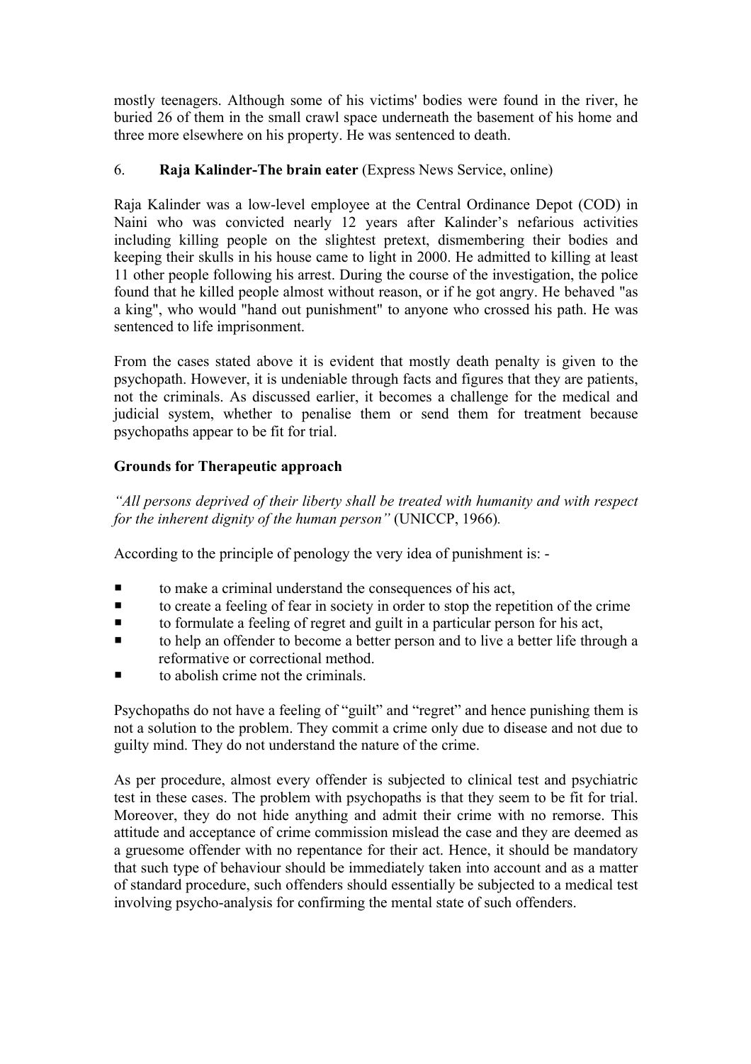mostly teenagers. Although some of his victims' bodies were found in the river, he buried 26 of them in the small crawl space underneath the basement of his home and three more elsewhere on his property. He was sentenced to death.

6. **Raja Kalinder-The brain eater** (Express News Service, online)

Raja Kalinder was a low-level employee at the Central Ordinance Depot (COD) in Naini who was convicted nearly 12 years after Kalinder's nefarious activities including killing people on the slightest pretext, dismembering their bodies and keeping their skulls in his house came to light in 2000. He admitted to killing at least 11 other people following his arrest. During the course of the investigation, the police found that he killed people almost without reason, or if he got angry. He behaved "as a king", who would "hand out punishment" to anyone who crossed his path. He was sentenced to life imprisonment.

From the cases stated above it is evident that mostly death penalty is given to the psychopath. However, it is undeniable through facts and figures that they are patients, not the criminals. As discussed earlier, it becomes a challenge for the medical and judicial system, whether to penalise them or send them for treatment because psychopaths appear to be fit for trial.

**Grounds for Therapeutic approach**

*"All persons deprived of their liberty shall be treated with humanity and with respect for the inherent dignity of the human person"* (UNICCP, 1966).

According to the principle of penology the very idea of punishment is: -

- to make a criminal understand the consequences of his act,
- to create a feeling of fear in society in order to stop the repetition of the crime
- to formulate a feeling of regret and guilt in a particular person for his act,
- to help an offender to become a better person and to live a better life through a reformative or correctional method.
- to abolish crime not the criminals.

Psychopaths do not have a feeling of "guilt" and "regret" and hence punishing them is not a solution to the problem. They commit a crime only due to disease and not due to guilty mind. They do not understand the nature of the crime.

As per procedure, almost every offender is subjected to clinical test and psychiatric test in these cases. The problem with psychopaths is that they seem to be fit for trial. Moreover, they do not hide anything and admit their crime with no remorse. This attitude and acceptance of crime commission mislead the case and they are deemed as a gruesome offender with no repentance for their act. Hence, it should be mandatory that such type of behaviour should be immediately taken into account and as a matter of standard procedure, such offenders should essentially be subjected to a medical test involving psycho-analysis for confirming the mental state of such offenders.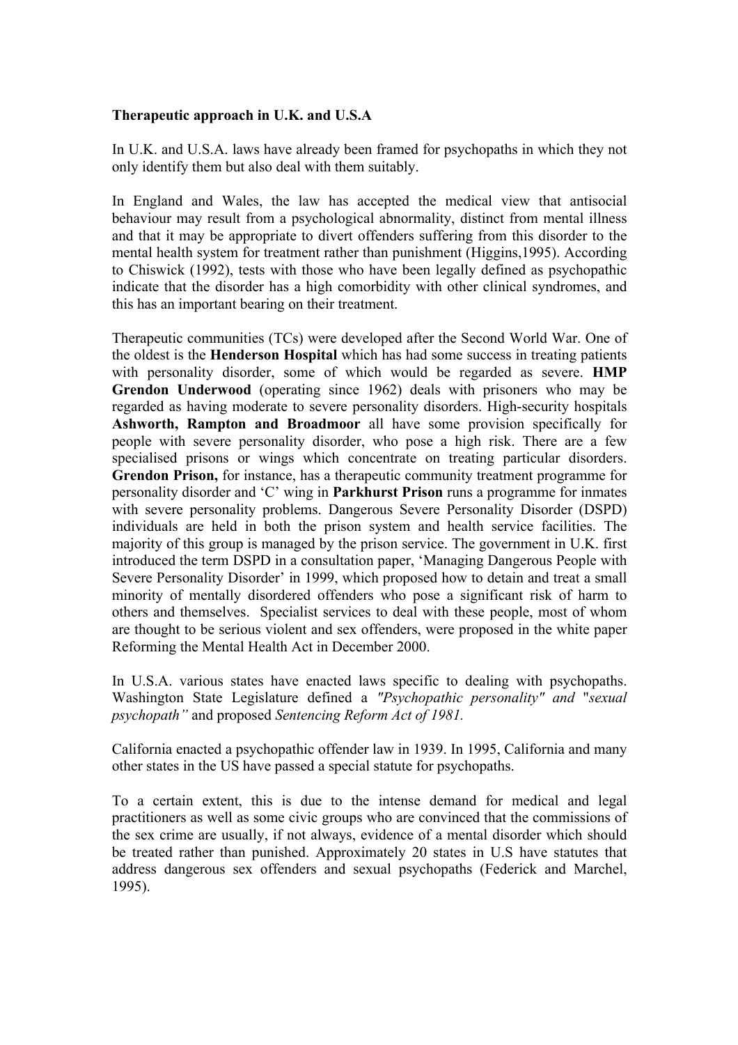**Therapeutic approach in U.K. and U.S.A**

In U.K. and U.S.A. laws have already been framed for psychopaths in which they not only identify them but also deal with them suitably.

In England and Wales, the law has accepted the medical view that antisocial behaviour may result from a psychological abnormality, distinct from mental illness and that it may be appropriate to divert offenders suffering from this disorder to the mental health system for treatment rather than punishment (Higgins,1995). According to Chiswick (1992), tests with those who have been legally defined as psychopathic indicate that the disorder has a high comorbidity with other clinical syndromes, and this has an important bearing on their treatment.

Therapeutic communities (TCs) were developed after the Second World War. One of the oldest is the **Henderson Hospital** which has had some success in treating patients with personality disorder, some of which would be regarded as severe. **HMP Grendon Underwood** (operating since 1962) deals with prisoners who may be regarded as having moderate to severe personality disorders. High-security hospitals **Ashworth, Rampton and Broadmoor** all have some provision specifically for people with severe personality disorder, who pose a high risk. There are a few specialised prisons or wings which concentrate on treating particular disorders. **Grendon Prison,** for instance, has a therapeutic community treatment programme for personality disorder and 'C' wing in **Parkhurst Prison** runs a programme for inmates with severe personality problems. Dangerous Severe Personality Disorder (DSPD) individuals are held in both the prison system and health service facilities. The majority of this group is managed by the prison service. The government in U.K. first introduced the term DSPD in a consultation paper, 'Managing Dangerous People with Severe Personality Disorder' in 1999, which proposed how to detain and treat a small minority of mentally disordered offenders who pose a significant risk of harm to others and themselves. Specialist services to deal with these people, most of whom are thought to be serious violent and sex offenders, were proposed in the white paper Reforming the Mental Health Act in December 2000.

In U.S.A. various states have enacted laws specific to dealing with psychopaths. Washington State Legislature defined a *"Psychopathic personality" and "sexual psychopath"* and proposed *Sentencing Reform Act of 1981.*

California enacted a psychopathic offender law in 1939. In 1995, California and many other states in the US have passed a special statute for psychopaths.

To a certain extent, this is due to the intense demand for medical and legal practitioners as well as some civic groups who are convinced that the commissions of the sex crime are usually, if not always, evidence of a mental disorder which should be treated rather than punished. Approximately 20 states in U.S have statutes that address dangerous sex offenders and sexual psychopaths (Federick and Marchel, 1995).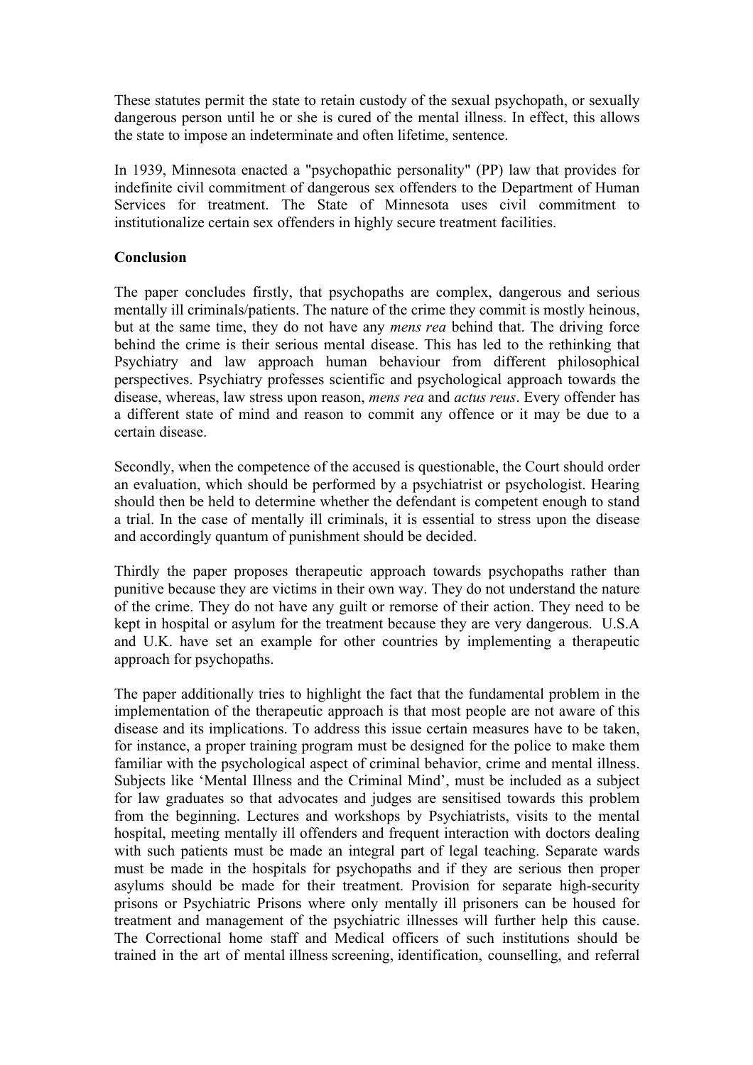These statutes permit the state to retain custody of the sexual psychopath, or sexually dangerous person until he or she is cured of the mental illness. In effect, this allows the state to impose an indeterminate and often lifetime, sentence.

In 1939, Minnesota enacted a "psychopathic personality" (PP) law that provides for indefinite civil commitment of dangerous sex offenders to the Department of Human Services for treatment. The State of Minnesota uses civil commitment to institutionalize certain sex offenders in highly secure treatment facilities.

**Conclusion**

The paper concludes firstly, that psychopaths are complex, dangerous and serious mentally ill criminals/patients. The nature of the crime they commit is mostly heinous, but at the same time, they do not have any *mens rea* behind that. The driving force behind the crime is their serious mental disease. This has led to the rethinking that Psychiatry and law approach human behaviour from different philosophical perspectives. Psychiatry professes scientific and psychological approach towards the disease, whereas, law stress upon reason, *mens rea* and *actus reus*. Every offender has a different state of mind and reason to commit any offence or it may be due to a certain disease.

Secondly, when the competence of the accused is questionable, the Court should order an evaluation, which should be performed by a psychiatrist or psychologist. Hearing should then be held to determine whether the defendant is competent enough to stand a trial. In the case of mentally ill criminals, it is essential to stress upon the disease and accordingly quantum of punishment should be decided.

Thirdly the paper proposes therapeutic approach towards psychopaths rather than punitive because they are victims in their own way. They do not understand the nature of the crime. They do not have any guilt or remorse of their action. They need to be kept in hospital or asylum for the treatment because they are very dangerous. U.S.A and U.K. have set an example for other countries by implementing a therapeutic approach for psychopaths.

The paper additionally tries to highlight the fact that the fundamental problem in the implementation of the therapeutic approach is that most people are not aware of this disease and its implications. To address this issue certain measures have to be taken, for instance, a proper training program must be designed for the police to make them familiar with the psychological aspect of criminal behavior, crime and mental illness. Subjects like 'Mental Illness and the Criminal Mind', must be included as a subject for law graduates so that advocates and judges are sensitised towards this problem from the beginning. Lectures and workshops by Psychiatrists, visits to the mental hospital, meeting mentally ill offenders and frequent interaction with doctors dealing with such patients must be made an integral part of legal teaching. Separate wards must be made in the hospitals for psychopaths and if they are serious then proper asylums should be made for their treatment. Provision for separate high-security prisons or Psychiatric Prisons where only mentally ill prisoners can be housed for treatment and management of the psychiatric illnesses will further help this cause. The Correctional home staff and Medical officers of such institutions should be trained in the art of mental illness screening, identification, counselling, and referral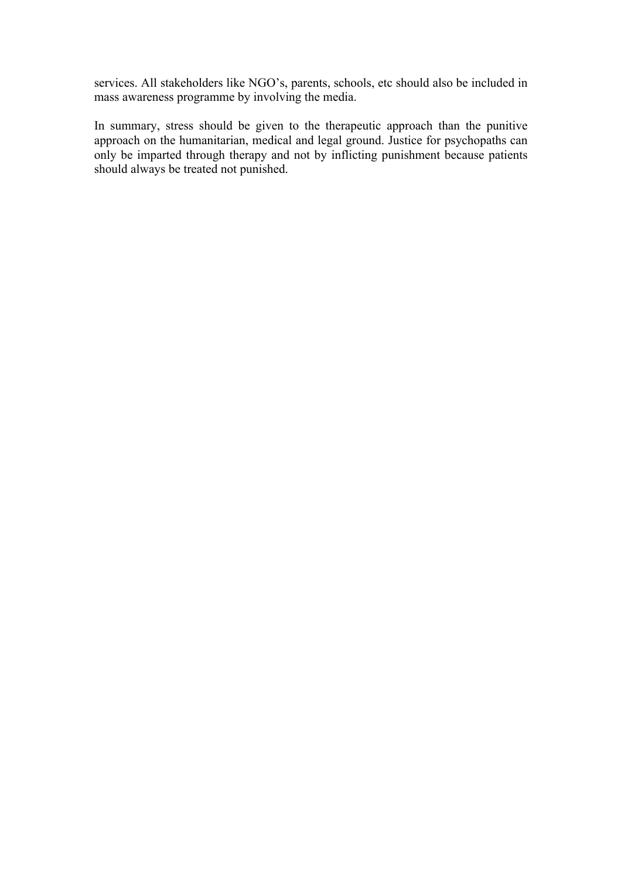services. All stakeholders like NGO's, parents, schools, etc should also be included in mass awareness programme by involving the media.

In summary, stress should be given to the therapeutic approach than the punitive approach on the humanitarian, medical and legal ground. Justice for psychopaths can only be imparted through therapy and not by inflicting punishment because patients should always be treated not punished.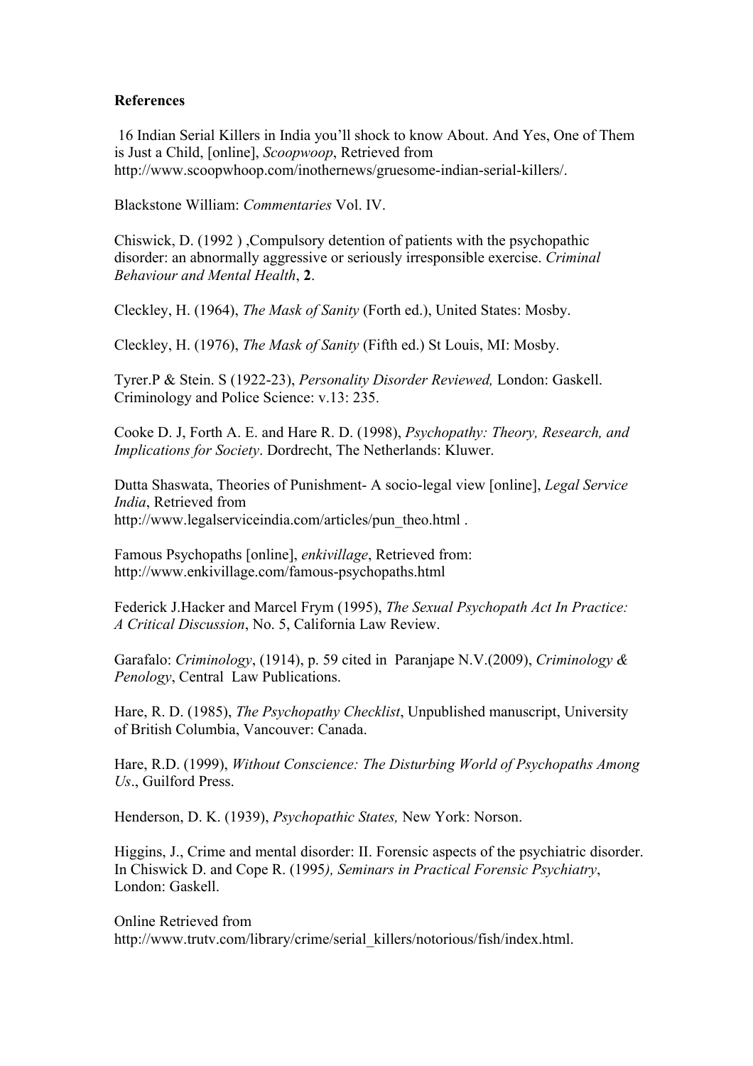**References**

16 Indian Serial Killers in India you'll shock to know About. And Yes, One of Them is Just a Child, [online], *Scoopwoop*, Retrieved from http://www.scoopwhoop.com/inothernews/gruesome-indian-serial-killers/.

Blackstone William: *Commentaries* Vol. IV.

Chiswick, D. (1992 ) ,Compulsory detention of patients with the psychopathic disorder: an abnormally aggressive or seriously irresponsible exercise. *Criminal Behaviour and Mental Health*, **2**.

Cleckley, H. (1964), *The Mask of Sanity* (Forth ed.), United States: Mosby.

Cleckley, H. (1976), *The Mask of Sanity* (Fifth ed.) St Louis, MI: Mosby.

Tyrer.P & Stein. S (1922-23), *Personality Disorder Reviewed,* London: Gaskell. Criminology and Police Science: v.13: 235.

Cooke D. J, Forth A. E. and Hare R. D. (1998), *Psychopathy: Theory, Research, and Implications for Society*. Dordrecht, The Netherlands: Kluwer.

Dutta Shaswata, Theories of Punishment- A socio-legal view [online], *Legal Service India*, Retrieved from http://www.legalserviceindia.com/articles/pun_theo.html .

Famous Psychopaths [online], *enkivillage*, Retrieved from: http://www.enkivillage.com/famous-psychopaths.html

Federick J.Hacker and Marcel Frym (1995), *The Sexual Psychopath Act In Practice: A Critical Discussion*, No. 5, California Law Review.

Garafalo: *Criminology*, (1914), p. 59 cited in Paranjape N.V.(2009), *Criminology & Penology*, Central Law Publications.

Hare, R. D. (1985), *The Psychopathy Checklist*, Unpublished manuscript, University of British Columbia, Vancouver: Canada.

Hare, R.D. (1999), *Without Conscience: The Disturbing World of Psychopaths Among Us*., Guilford Press.

Henderson, D. K. (1939), *Psychopathic States,* New York: Norson.

Higgins, J., Crime and mental disorder: II. Forensic aspects of the psychiatric disorder. In Chiswick D. and Cope R. (1995*), Seminars in Practical Forensic Psychiatry*, London: Gaskell.

Online Retrieved from http://www.trutv.com/library/crime/serial_killers/notorious/fish/index.html.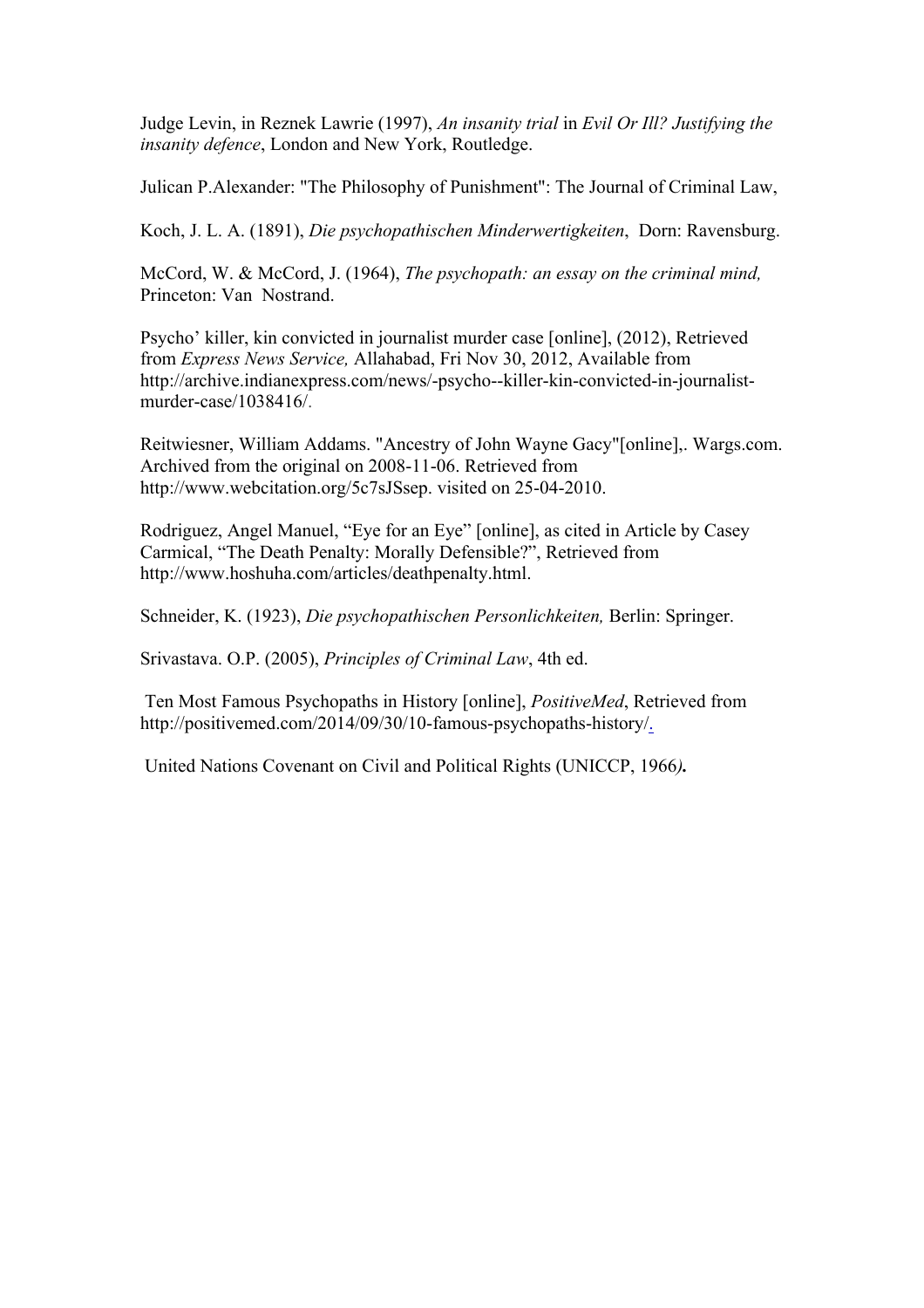Judge Levin, in Reznek Lawrie (1997), *An insanity trial* in *Evil Or Ill? Justifying the insanity defence*, London and New York, Routledge.

Julican P.Alexander: "The Philosophy of Punishment": The Journal of Criminal Law,

Koch, J. L. A. (1891), *Die psychopathischen Minderwertigkeiten*, Dorn: Ravensburg.

McCord, W. & McCord, J. (1964), *The psychopath: an essay on the criminal mind,* Princeton: Van Nostrand.

Psycho' killer, kin convicted in journalist murder case [online], (2012), Retrieved from *Express News Service,* Allahabad, Fri Nov 30, 2012, Available from http://archive.indianexpress.com/news/-psycho--killer-kin-convicted-in-journalist-murder-case/1038416/.

Reitwiesner, William Addams. "Ancestry of John Wayne Gacy"[online],. Wargs.com. Archived from the original on 2008-11-06. Retrieved from http://www.webcitation.org/5c7sJSsep. visited on 25-04-2010.

Rodriguez, Angel Manuel, "Eye for an Eye" [online], as cited in Article by Casey Carmical, "The Death Penalty: Morally Defensible?", Retrieved from http://www.hoshuha.com/articles/deathpenalty.html.

Schneider, K. (1923), *Die psychopathischen Personlichkeiten,* Berlin: Springer.

Srivastava. O.P. (2005), *Principles of Criminal Law*, 4th ed.

Ten Most Famous Psychopaths in History [online], *PositiveMed*, Retrieved from http://positivemed.com/2014/09/30/10-famous-psychopaths-history/.

United Nations Covenant on Civil and Political Rights (UNICCP, 1966***).***